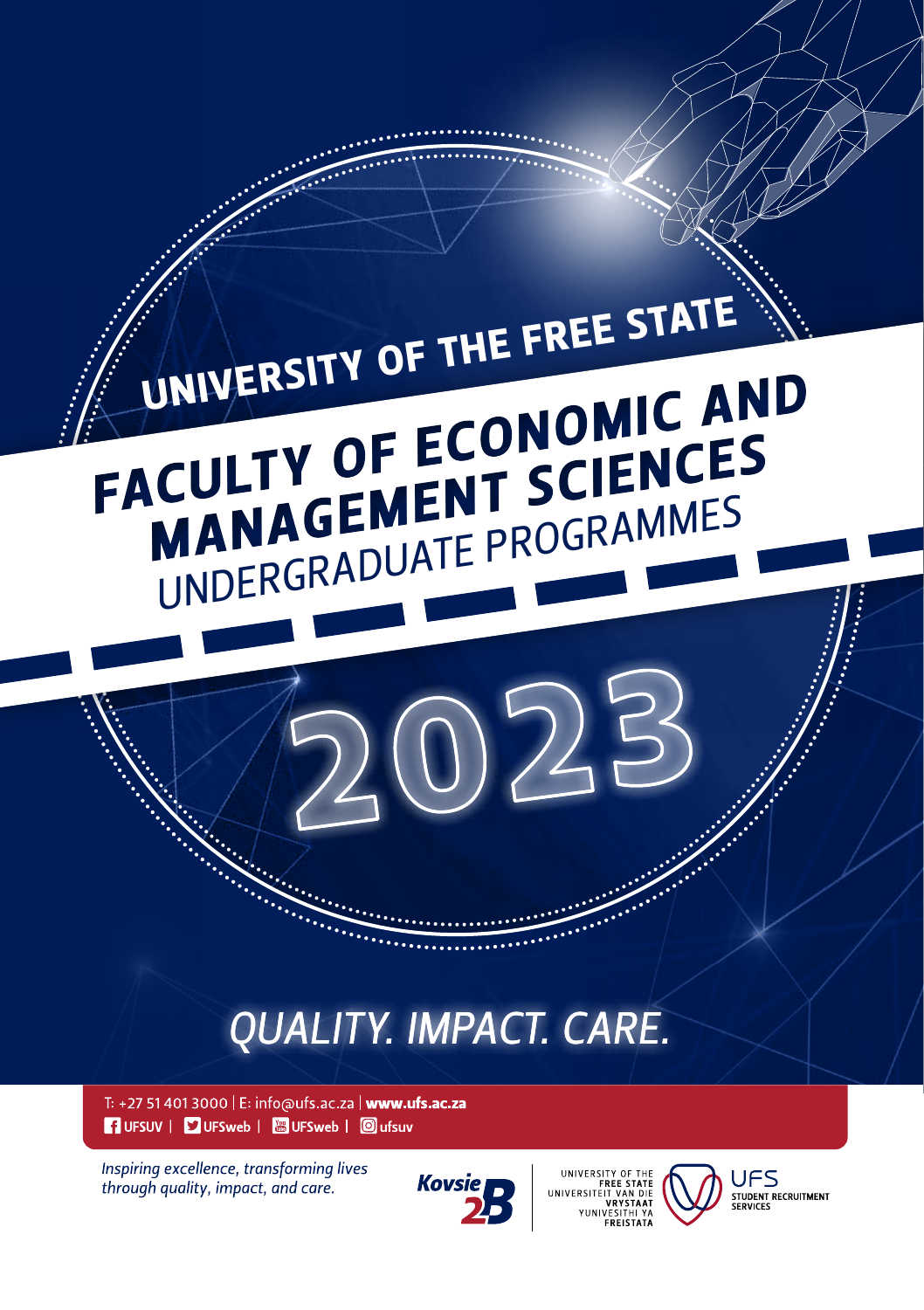# UNIVERSITY OF THE FREE STATE

# FACULTY OF ECONOMIC AND MANAGEMENT SCIENCES

## UNDERGRADUATE PROGRAMMES

# 2023

*QUALITY. IMPACT. CARE.*

T: +27 51 401 3000 | E: info@ufs.ac.za | **www.ufs.ac.za**

UFSUV | UFSweb | UFSweb | ufsuv

*Inspiring excellence, transforming lives through quality, impact, and care.*

Kovsie 2B

UNIVERSITY OF THE FREE STATE
UNIVERSITEIT VAN DIE VRYSTAAT
YUNIVESITHI YA FREISTATA

UFS STUDENT RECRUITMENT SERVICES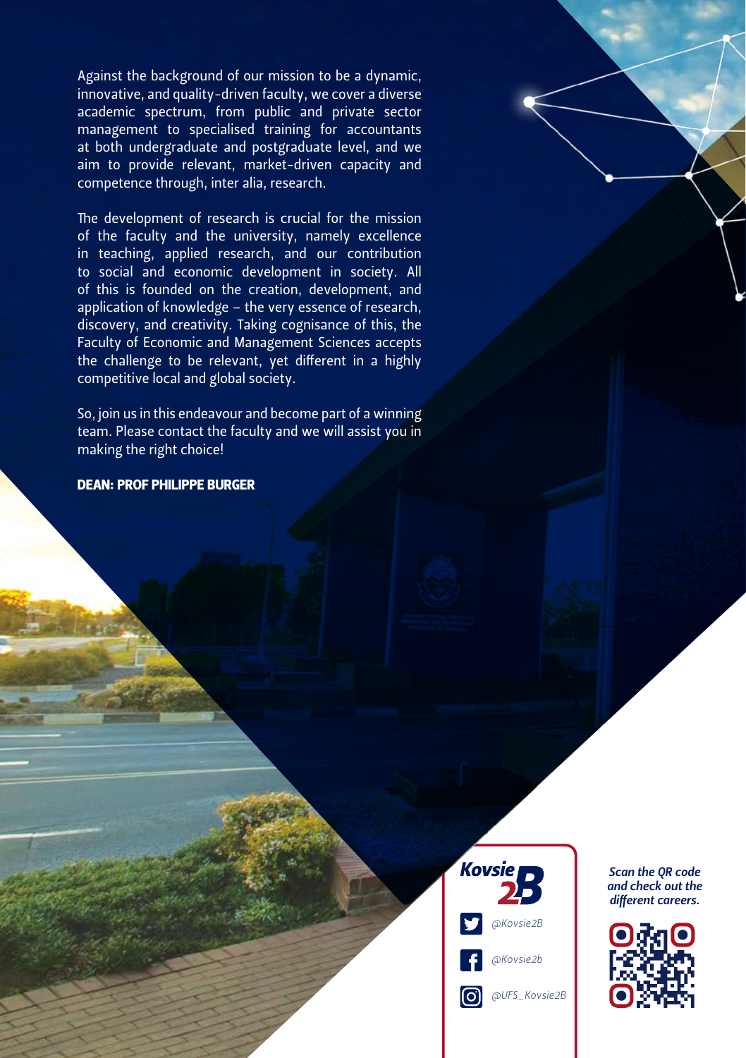Against the background of our mission to be a dynamic, innovative, and quality-driven faculty, we cover a diverse academic spectrum, from public and private sector management to specialised training for accountants at both undergraduate and postgraduate level, and we aim to provide relevant, market-driven capacity and competence through, inter alia, research.

The development of research is crucial for the mission of the faculty and the university, namely excellence in teaching, applied research, and our contribution to social and economic development in society. All of this is founded on the creation, development, and application of knowledge – the very essence of research, discovery, and creativity. Taking cognisance of this, the Faculty of Economic and Management Sciences accepts the challenge to be relevant, yet different in a highly competitive local and global society.

So, join us in this endeavour and become part of a winning team. Please contact the faculty and we will assist you in making the right choice!

**DEAN: PROF PHILIPPE BURGER**

Kovsie 2B

@Kovsie2B

@Kovsie2b

@UFS_Kovsie2B

*Scan the QR code and check out the different careers.*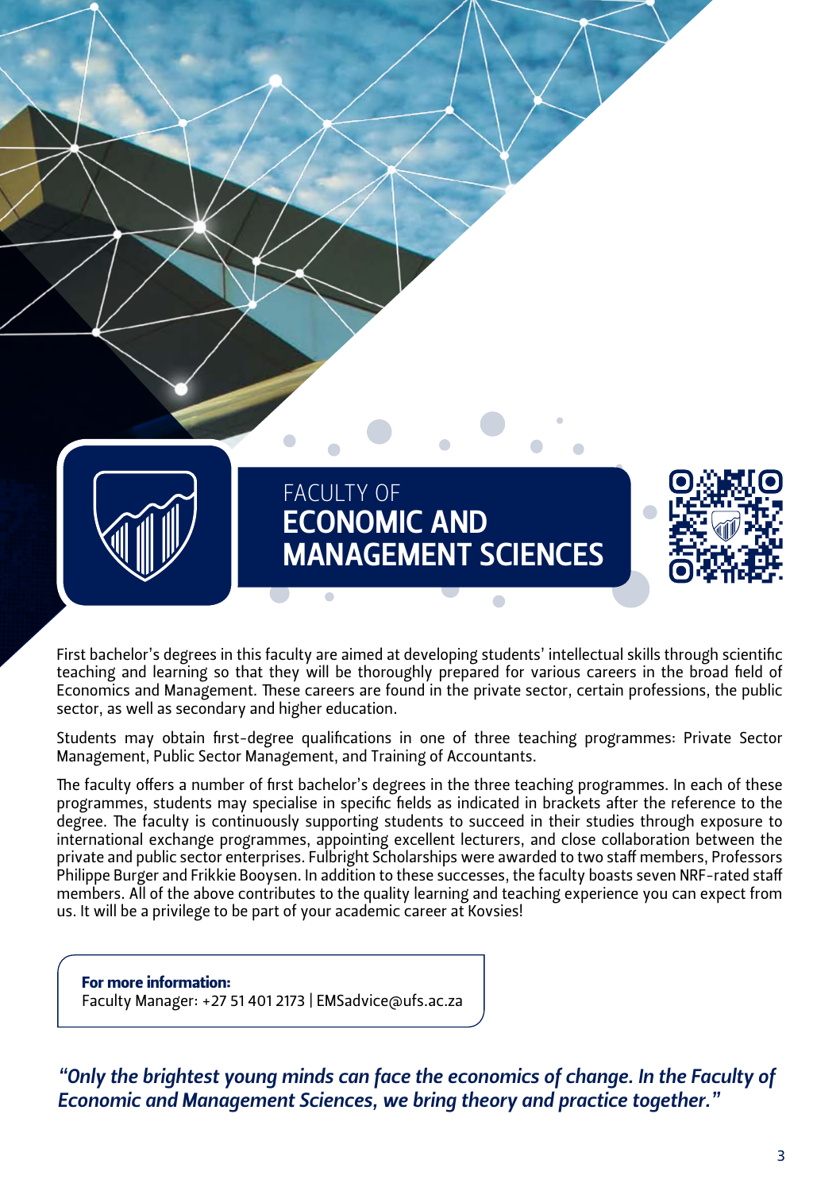# FACULTY OF ECONOMIC AND MANAGEMENT SCIENCES

First bachelor's degrees in this faculty are aimed at developing students' intellectual skills through scientific teaching and learning so that they will be thoroughly prepared for various careers in the broad field of Economics and Management. These careers are found in the private sector, certain professions, the public sector, as well as secondary and higher education.

Students may obtain first-degree qualifications in one of three teaching programmes: Private Sector Management, Public Sector Management, and Training of Accountants.

The faculty offers a number of first bachelor's degrees in the three teaching programmes. In each of these programmes, students may specialise in specific fields as indicated in brackets after the reference to the degree. The faculty is continuously supporting students to succeed in their studies through exposure to international exchange programmes, appointing excellent lecturers, and close collaboration between the private and public sector enterprises. Fulbright Scholarships were awarded to two staff members, Professors Philippe Burger and Frikkie Booysen. In addition to these successes, the faculty boasts seven NRF-rated staff members. All of the above contributes to the quality learning and teaching experience you can expect from us. It will be a privilege to be part of your academic career at Kovsies!

**For more information:**
Faculty Manager: +27 51 401 2173 | EMSadvice@ufs.ac.za

***"Only the brightest young minds can face the economics of change. In the Faculty of Economic and Management Sciences, we bring theory and practice together."***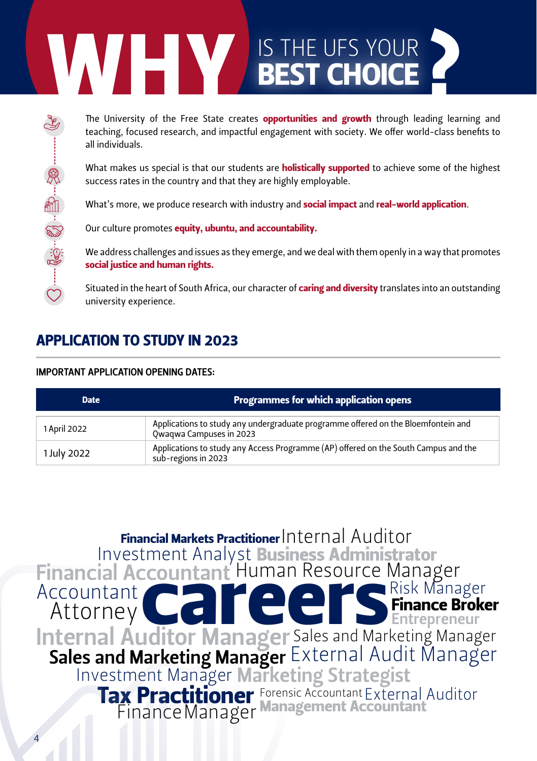# WHY IS THE UFS YOUR BEST CHOICE?

The University of the Free State creates **opportunities and growth** through leading learning and teaching, focused research, and impactful engagement with society. We offer world-class benefits to all individuals.

What makes us special is that our students are **holistically supported** to achieve some of the highest success rates in the country and that they are highly employable.

What's more, we produce research with industry and **social impact** and **real-world application**.

Our culture promotes **equity, ubuntu, and accountability.**

We address challenges and issues as they emerge, and we deal with them openly in a way that promotes **social justice and human rights.**

Situated in the heart of South Africa, our character of **caring and diversity** translates into an outstanding university experience.

## APPLICATION TO STUDY IN 2023

**IMPORTANT APPLICATION OPENING DATES:**

| Date | Programmes for which application opens |
|---|---|
| 1 April 2022 | Applications to study any undergraduate programme offered on the Bloemfontein and Qwaqwa Campuses in 2023 |
| 1 July 2022 | Applications to study any Access Programme (AP) offered on the South Campus and the sub-regions in 2023 |

**Financial Markets Practitioner** Internal Auditor
Investment Analyst **Business Administrator**
**Financial Accountant** Human Resource Manager
Accountant **careers** Risk Manager
Attorney **Finance Broker**
**Entrepreneur**
**Internal Auditor Manager** Sales and Marketing Manager
**Sales and Marketing Manager** External Audit Manager
Investment Manager **Marketing Strategist**
**Tax Practitioner** Forensic Accountant External Auditor
Finance Manager **Management Accountant**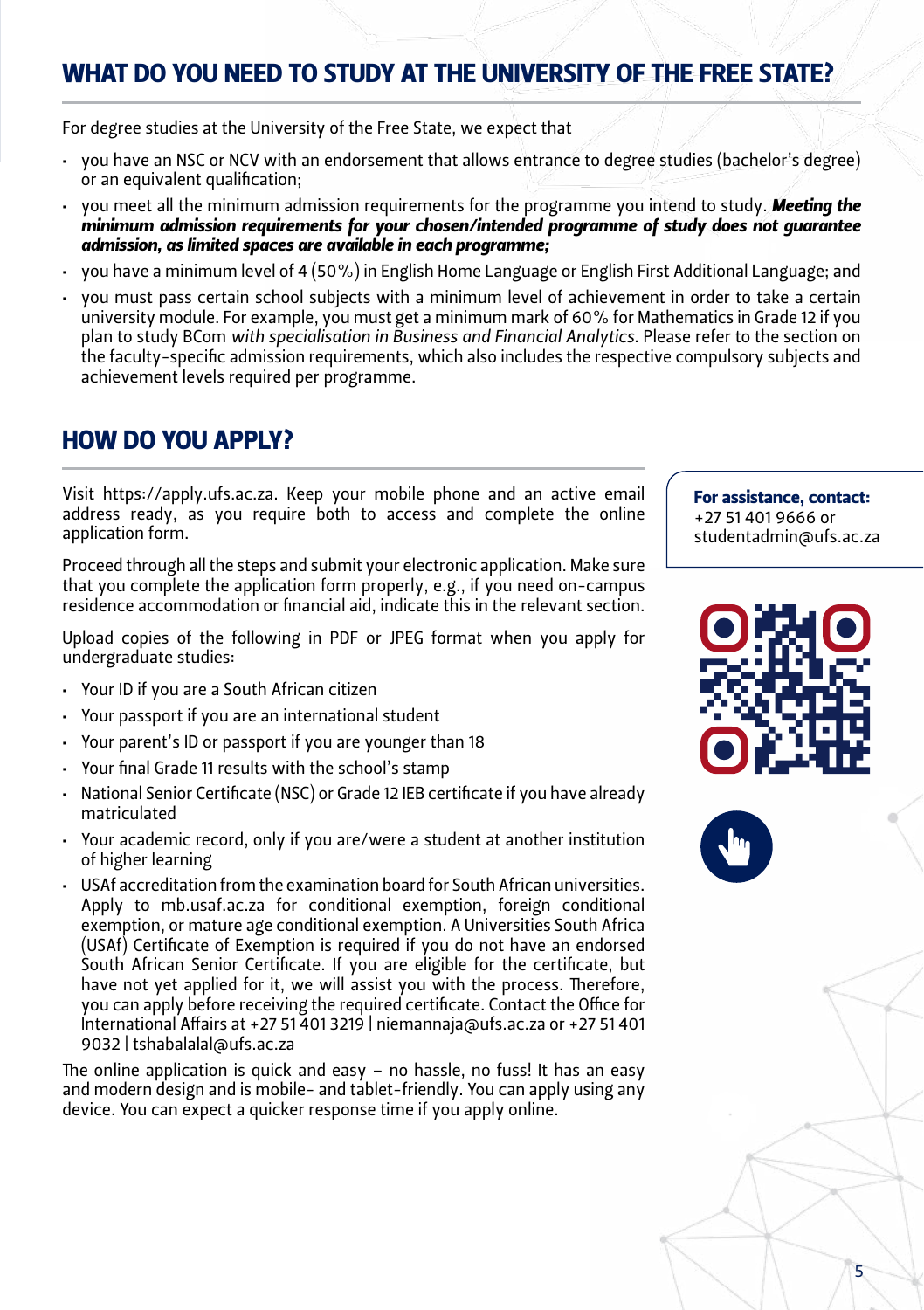## WHAT DO YOU NEED TO STUDY AT THE UNIVERSITY OF THE FREE STATE?

For degree studies at the University of the Free State, we expect that

- you have an NSC or NCV with an endorsement that allows entrance to degree studies (bachelor's degree) or an equivalent qualification;
- you meet all the minimum admission requirements for the programme you intend to study. ***Meeting the minimum admission requirements for your chosen/intended programme of study does not guarantee admission, as limited spaces are available in each programme;***
- you have a minimum level of 4 (50%) in English Home Language or English First Additional Language; and
- you must pass certain school subjects with a minimum level of achievement in order to take a certain university module. For example, you must get a minimum mark of 60% for Mathematics in Grade 12 if you plan to study BCom *with specialisation in Business and Financial Analytics*. Please refer to the section on the faculty-specific admission requirements, which also includes the respective compulsory subjects and achievement levels required per programme.

## HOW DO YOU APPLY?

Visit https://apply.ufs.ac.za. Keep your mobile phone and an active email address ready, as you require both to access and complete the online application form.

Proceed through all the steps and submit your electronic application. Make sure that you complete the application form properly, e.g., if you need on-campus residence accommodation or financial aid, indicate this in the relevant section.

Upload copies of the following in PDF or JPEG format when you apply for undergraduate studies:

- Your ID if you are a South African citizen
- Your passport if you are an international student
- Your parent's ID or passport if you are younger than 18
- Your final Grade 11 results with the school's stamp
- National Senior Certificate (NSC) or Grade 12 IEB certificate if you have already matriculated
- Your academic record, only if you are/were a student at another institution of higher learning
- USAf accreditation from the examination board for South African universities. Apply to mb.usaf.ac.za for conditional exemption, foreign conditional exemption, or mature age conditional exemption. A Universities South Africa (USAf) Certificate of Exemption is required if you do not have an endorsed South African Senior Certificate. If you are eligible for the certificate, but have not yet applied for it, we will assist you with the process. Therefore, you can apply before receiving the required certificate. Contact the Office for International Affairs at +27 51 401 3219 | niemannaja@ufs.ac.za or +27 51 401 9032 | tshabalalal@ufs.ac.za

The online application is quick and easy – no hassle, no fuss! It has an easy and modern design and is mobile- and tablet-friendly. You can apply using any device. You can expect a quicker response time if you apply online.

**For assistance, contact:**
+27 51 401 9666 or
studentadmin@ufs.ac.za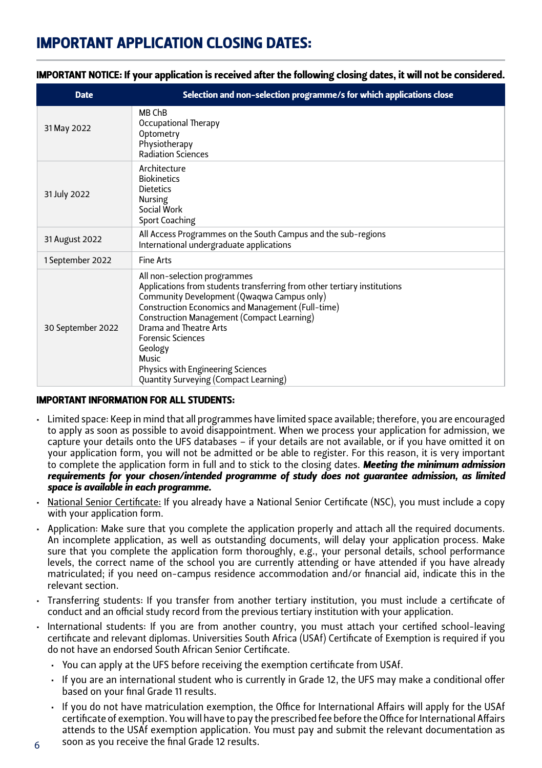# IMPORTANT APPLICATION CLOSING DATES:

**IMPORTANT NOTICE: If your application is received after the following closing dates, it will not be considered.**

| Date | Selection and non-selection programme/s for which applications close |
|---|---|
| 31 May 2022 | MB ChB<br>Occupational Therapy<br>Optometry<br>Physiotherapy<br>Radiation Sciences |
| 31 July 2022 | Architecture<br>Biokinetics<br>Dietetics<br>Nursing<br>Social Work<br>Sport Coaching |
| 31 August 2022 | All Access Programmes on the South Campus and the sub-regions<br>International undergraduate applications |
| 1 September 2022 | Fine Arts |
| 30 September 2022 | All non-selection programmes<br>Applications from students transferring from other tertiary institutions<br>Community Development (Qwaqwa Campus only)<br>Construction Economics and Management (Full-time)<br>Construction Management (Compact Learning)<br>Drama and Theatre Arts<br>Forensic Sciences<br>Geology<br>Music<br>Physics with Engineering Sciences<br>Quantity Surveying (Compact Learning) |

**IMPORTANT INFORMATION FOR ALL STUDENTS:**

- Limited space: Keep in mind that all programmes have limited space available; therefore, you are encouraged to apply as soon as possible to avoid disappointment. When we process your application for admission, we capture your details onto the UFS databases – if your details are not available, or if you have omitted it on your application form, you will not be admitted or be able to register. For this reason, it is very important to complete the application form in full and to stick to the closing dates. ***Meeting the minimum admission requirements for your chosen/intended programme of study does not guarantee admission, as limited space is available in each programme.***
- National Senior Certificate: If you already have a National Senior Certificate (NSC), you must include a copy with your application form.
- Application: Make sure that you complete the application properly and attach all the required documents. An incomplete application, as well as outstanding documents, will delay your application process. Make sure that you complete the application form thoroughly, e.g., your personal details, school performance levels, the correct name of the school you are currently attending or have attended if you have already matriculated; if you need on-campus residence accommodation and/or financial aid, indicate this in the relevant section.
- Transferring students: If you transfer from another tertiary institution, you must include a certificate of conduct and an official study record from the previous tertiary institution with your application.
- International students: If you are from another country, you must attach your certified school-leaving certificate and relevant diplomas. Universities South Africa (USAf) Certificate of Exemption is required if you do not have an endorsed South African Senior Certificate.
  - You can apply at the UFS before receiving the exemption certificate from USAf.
  - If you are an international student who is currently in Grade 12, the UFS may make a conditional offer based on your final Grade 11 results.
  - If you do not have matriculation exemption, the Office for International Affairs will apply for the USAf certificate of exemption. You will have to pay the prescribed fee before the Office for International Affairs attends to the USAf exemption application. You must pay and submit the relevant documentation as soon as you receive the final Grade 12 results.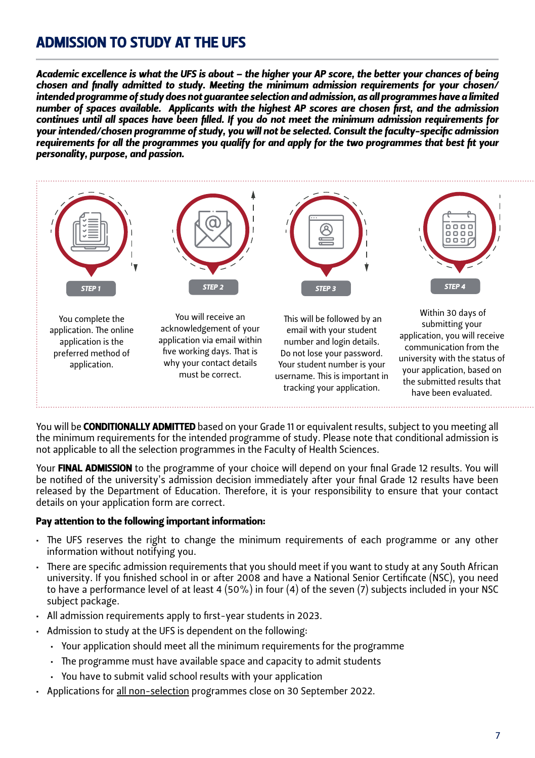# ADMISSION TO STUDY AT THE UFS

***Academic excellence is what the UFS is about – the higher your AP score, the better your chances of being chosen and finally admitted to study. Meeting the minimum admission requirements for your chosen/ intended programme of study does not guarantee selection and admission, as all programmes have a limited number of spaces available. Applicants with the highest AP scores are chosen first, and the admission continues until all spaces have been filled. If you do not meet the minimum admission requirements for your intended/chosen programme of study, you will not be selected. Consult the faculty-specific admission requirements for all the programmes you qualify for and apply for the two programmes that best fit your personality, purpose, and passion.***

**STEP 1**

You complete the application. The online application is the preferred method of application.

**STEP 2**

You will receive an acknowledgement of your application via email within five working days. That is why your contact details must be correct.

**STEP 3**

This will be followed by an email with your student number and login details. Do not lose your password. Your student number is your username. This is important in tracking your application.

**STEP 4**

Within 30 days of submitting your application, you will receive communication from the university with the status of your application, based on the submitted results that have been evaluated.

You will be **CONDITIONALLY ADMITTED** based on your Grade 11 or equivalent results, subject to you meeting all the minimum requirements for the intended programme of study. Please note that conditional admission is not applicable to all the selection programmes in the Faculty of Health Sciences.

Your **FINAL ADMISSION** to the programme of your choice will depend on your final Grade 12 results. You will be notified of the university's admission decision immediately after your final Grade 12 results have been released by the Department of Education. Therefore, it is your responsibility to ensure that your contact details on your application form are correct.

**Pay attention to the following important information:**

- The UFS reserves the right to change the minimum requirements of each programme or any other information without notifying you.
- There are specific admission requirements that you should meet if you want to study at any South African university. If you finished school in or after 2008 and have a National Senior Certificate (NSC), you need to have a performance level of at least 4 (50%) in four (4) of the seven (7) subjects included in your NSC subject package.
- All admission requirements apply to first-year students in 2023.
- Admission to study at the UFS is dependent on the following:
  - Your application should meet all the minimum requirements for the programme
  - The programme must have available space and capacity to admit students
  - You have to submit valid school results with your application
- Applications for <u>all non-selection</u> programmes close on 30 September 2022.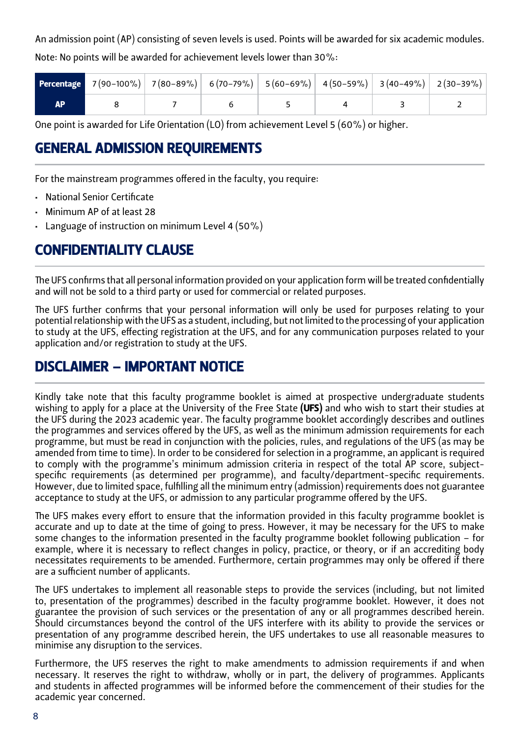An admission point (AP) consisting of seven levels is used. Points will be awarded for six academic modules.

Note: No points will be awarded for achievement levels lower than 30%:

| **Percentage** | 7 (90–100%) | 7 (80–89%) | 6 (70–79%) | 5 (60–69%) | 4 (50–59%) | 3 (40–49%) | 2 (30–39%) |
|---|---|---|---|---|---|---|---|
| **AP** | 8 | 7 | 6 | 5 | 4 | 3 | 2 |

One point is awarded for Life Orientation (LO) from achievement Level 5 (60%) or higher.

## GENERAL ADMISSION REQUIREMENTS

For the mainstream programmes offered in the faculty, you require:

- National Senior Certificate
- Minimum AP of at least 28
- Language of instruction on minimum Level 4 (50%)

## CONFIDENTIALITY CLAUSE

The UFS confirms that all personal information provided on your application form will be treated confidentially and will not be sold to a third party or used for commercial or related purposes.

The UFS further confirms that your personal information will only be used for purposes relating to your potential relationship with the UFS as a student, including, but not limited to the processing of your application to study at the UFS, effecting registration at the UFS, and for any communication purposes related to your application and/or registration to study at the UFS.

## DISCLAIMER – IMPORTANT NOTICE

Kindly take note that this faculty programme booklet is aimed at prospective undergraduate students wishing to apply for a place at the University of the Free State **(UFS)** and who wish to start their studies at the UFS during the 2023 academic year. The faculty programme booklet accordingly describes and outlines the programmes and services offered by the UFS, as well as the minimum admission requirements for each programme, but must be read in conjunction with the policies, rules, and regulations of the UFS (as may be amended from time to time). In order to be considered for selection in a programme, an applicant is required to comply with the programme's minimum admission criteria in respect of the total AP score, subject-specific requirements (as determined per programme), and faculty/department-specific requirements. However, due to limited space, fulfilling all the minimum entry (admission) requirements does not guarantee acceptance to study at the UFS, or admission to any particular programme offered by the UFS.

The UFS makes every effort to ensure that the information provided in this faculty programme booklet is accurate and up to date at the time of going to press. However, it may be necessary for the UFS to make some changes to the information presented in the faculty programme booklet following publication – for example, where it is necessary to reflect changes in policy, practice, or theory, or if an accrediting body necessitates requirements to be amended. Furthermore, certain programmes may only be offered if there are a sufficient number of applicants.

The UFS undertakes to implement all reasonable steps to provide the services (including, but not limited to, presentation of the programmes) described in the faculty programme booklet. However, it does not guarantee the provision of such services or the presentation of any or all programmes described herein. Should circumstances beyond the control of the UFS interfere with its ability to provide the services or presentation of any programme described herein, the UFS undertakes to use all reasonable measures to minimise any disruption to the services.

Furthermore, the UFS reserves the right to make amendments to admission requirements if and when necessary. It reserves the right to withdraw, wholly or in part, the delivery of programmes. Applicants and students in affected programmes will be informed before the commencement of their studies for the academic year concerned.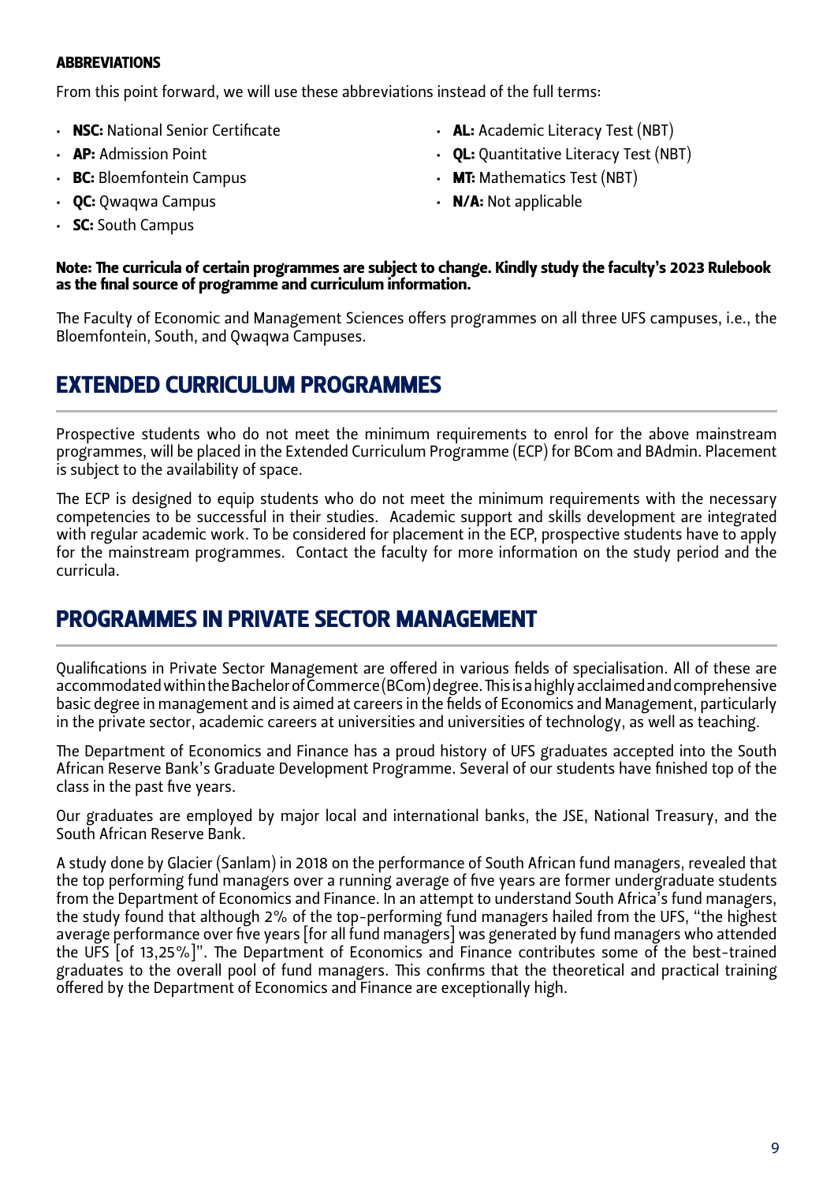**ABBREVIATIONS**

From this point forward, we will use these abbreviations instead of the full terms:

- **NSC:** National Senior Certificate
- **AP:** Admission Point
- **BC:** Bloemfontein Campus
- **QC:** Qwaqwa Campus
- **SC:** South Campus
- **AL:** Academic Literacy Test (NBT)
- **QL:** Quantitative Literacy Test (NBT)
- **MT:** Mathematics Test (NBT)
- **N/A:** Not applicable

**Note: The curricula of certain programmes are subject to change. Kindly study the faculty's 2023 Rulebook as the final source of programme and curriculum information.**

The Faculty of Economic and Management Sciences offers programmes on all three UFS campuses, i.e., the Bloemfontein, South, and Qwaqwa Campuses.

## EXTENDED CURRICULUM PROGRAMMES

Prospective students who do not meet the minimum requirements to enrol for the above mainstream programmes, will be placed in the Extended Curriculum Programme (ECP) for BCom and BAdmin. Placement is subject to the availability of space.

The ECP is designed to equip students who do not meet the minimum requirements with the necessary competencies to be successful in their studies. Academic support and skills development are integrated with regular academic work. To be considered for placement in the ECP, prospective students have to apply for the mainstream programmes. Contact the faculty for more information on the study period and the curricula.

## PROGRAMMES IN PRIVATE SECTOR MANAGEMENT

Qualifications in Private Sector Management are offered in various fields of specialisation. All of these are accommodated within the Bachelor of Commerce (BCom) degree. This is a highly acclaimed and comprehensive basic degree in management and is aimed at careers in the fields of Economics and Management, particularly in the private sector, academic careers at universities and universities of technology, as well as teaching.

The Department of Economics and Finance has a proud history of UFS graduates accepted into the South African Reserve Bank's Graduate Development Programme. Several of our students have finished top of the class in the past five years.

Our graduates are employed by major local and international banks, the JSE, National Treasury, and the South African Reserve Bank.

A study done by Glacier (Sanlam) in 2018 on the performance of South African fund managers, revealed that the top performing fund managers over a running average of five years are former undergraduate students from the Department of Economics and Finance. In an attempt to understand South Africa's fund managers, the study found that although 2% of the top-performing fund managers hailed from the UFS, "the highest average performance over five years [for all fund managers] was generated by fund managers who attended the UFS [of 13,25%]". The Department of Economics and Finance contributes some of the best-trained graduates to the overall pool of fund managers. This confirms that the theoretical and practical training offered by the Department of Economics and Finance are exceptionally high.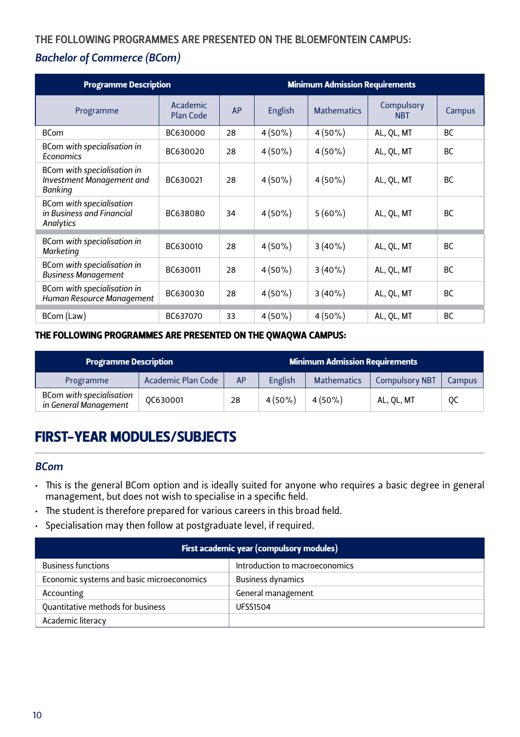### THE FOLLOWING PROGRAMMES ARE PRESENTED ON THE BLOEMFONTEIN CAMPUS:

## *Bachelor of Commerce (BCom)*

| Programme Description | | Minimum Admission Requirements | | | | |
|---|---|---|---|---|---|---|
| Programme | Academic Plan Code | AP | English | Mathematics | Compulsory NBT | Campus |
| BCom | BC630000 | 28 | 4 (50%) | 4 (50%) | AL, QL, MT | BC |
| BCom *with specialisation in Economics* | BC630020 | 28 | 4 (50%) | 4 (50%) | AL, QL, MT | BC |
| BCom *with specialisation in Investment Management and Banking* | BC630021 | 28 | 4 (50%) | 4 (50%) | AL, QL, MT | BC |
| BCom *with specialisation in Business and Financial Analytics* | BC638080 | 34 | 4 (50%) | 5 (60%) | AL, QL, MT | BC |
| BCom *with specialisation in Marketing* | BC630010 | 28 | 4 (50%) | 3 (40%) | AL, QL, MT | BC |
| BCom *with specialisation in Business Management* | BC630011 | 28 | 4 (50%) | 3 (40%) | AL, QL, MT | BC |
| BCom *with specialisation in Human Resource Management* | BC630030 | 28 | 4 (50%) | 3 (40%) | AL, QL, MT | BC |
| BCom (Law) | BC637070 | 33 | 4 (50%) | 4 (50%) | AL, QL, MT | BC |

### THE FOLLOWING PROGRAMMES ARE PRESENTED ON THE QWAQWA CAMPUS:

| Programme Description | | Minimum Admission Requirements | | | | |
|---|---|---|---|---|---|---|
| Programme | Academic Plan Code | AP | English | Mathematics | Compulsory NBT | Campus |
| BCom *with specialisation in General Management* | QC630001 | 28 | 4 (50%) | 4 (50%) | AL, QL, MT | QC |

# FIRST-YEAR MODULES/SUBJECTS

## *BCom*

- This is the general BCom option and is ideally suited for anyone who requires a basic degree in general management, but does not wish to specialise in a specific field.
- The student is therefore prepared for various careers in this broad field.
- Specialisation may then follow at postgraduate level, if required.

| First academic year (compulsory modules) | |
|---|---|
| Business functions | Introduction to macroeconomics |
| Economic systems and basic microeconomics | Business dynamics |
| Accounting | General management |
| Quantitative methods for business | UFSS1504 |
| Academic literacy | |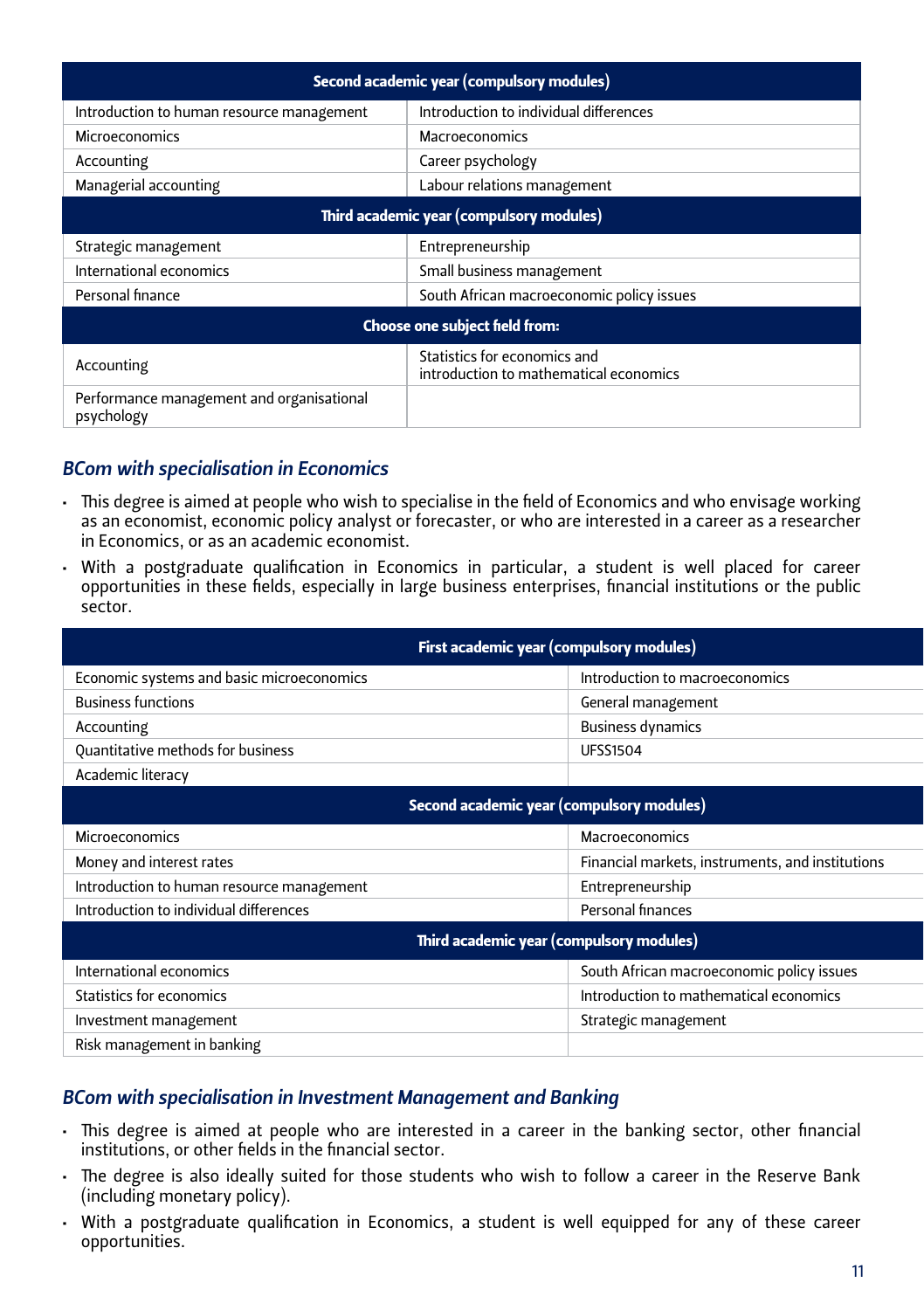| Second academic year (compulsory modules) | |
|---|---|
| Introduction to human resource management | Introduction to individual differences |
| Microeconomics | Macroeconomics |
| Accounting | Career psychology |
| Managerial accounting | Labour relations management |
| **Third academic year (compulsory modules)** | |
| Strategic management | Entrepreneurship |
| International economics | Small business management |
| Personal finance | South African macroeconomic policy issues |
| **Choose one subject field from:** | |
| Accounting | Statistics for economics and introduction to mathematical economics |
| Performance management and organisational psychology | |

## *BCom with specialisation in Economics*

- This degree is aimed at people who wish to specialise in the field of Economics and who envisage working as an economist, economic policy analyst or forecaster, or who are interested in a career as a researcher in Economics, or as an academic economist.
- With a postgraduate qualification in Economics in particular, a student is well placed for career opportunities in these fields, especially in large business enterprises, financial institutions or the public sector.

| First academic year (compulsory modules) | |
|---|---|
| Economic systems and basic microeconomics | Introduction to macroeconomics |
| Business functions | General management |
| Accounting | Business dynamics |
| Quantitative methods for business | UFSS1504 |
| Academic literacy | |
| **Second academic year (compulsory modules)** | |
| Microeconomics | Macroeconomics |
| Money and interest rates | Financial markets, instruments, and institutions |
| Introduction to human resource management | Entrepreneurship |
| Introduction to individual differences | Personal finances |
| **Third academic year (compulsory modules)** | |
| International economics | South African macroeconomic policy issues |
| Statistics for economics | Introduction to mathematical economics |
| Investment management | Strategic management |
| Risk management in banking | |

## *BCom with specialisation in Investment Management and Banking*

- This degree is aimed at people who are interested in a career in the banking sector, other financial institutions, or other fields in the financial sector.
- The degree is also ideally suited for those students who wish to follow a career in the Reserve Bank (including monetary policy).
- With a postgraduate qualification in Economics, a student is well equipped for any of these career opportunities.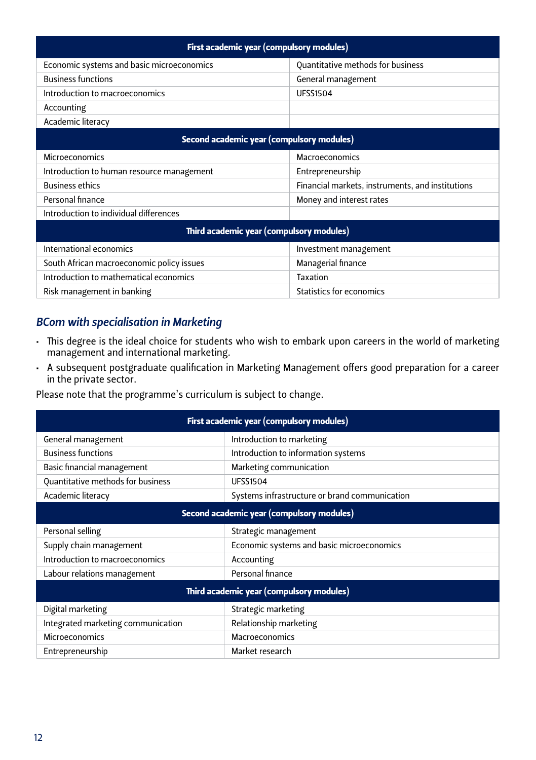| First academic year (compulsory modules) | |
|---|---|
| Economic systems and basic microeconomics | Quantitative methods for business |
| Business functions | General management |
| Introduction to macroeconomics | UFSS1504 |
| Accounting | |
| Academic literacy | |
| **Second academic year (compulsory modules)** | |
| Microeconomics | Macroeconomics |
| Introduction to human resource management | Entrepreneurship |
| Business ethics | Financial markets, instruments, and institutions |
| Personal finance | Money and interest rates |
| Introduction to individual differences | |
| **Third academic year (compulsory modules)** | |
| International economics | Investment management |
| South African macroeconomic policy issues | Managerial finance |
| Introduction to mathematical economics | Taxation |
| Risk management in banking | Statistics for economics |

### *BCom with specialisation in Marketing*

- This degree is the ideal choice for students who wish to embark upon careers in the world of marketing management and international marketing.
- A subsequent postgraduate qualification in Marketing Management offers good preparation for a career in the private sector.

Please note that the programme's curriculum is subject to change.

| First academic year (compulsory modules) | |
|---|---|
| General management | Introduction to marketing |
| Business functions | Introduction to information systems |
| Basic financial management | Marketing communication |
| Quantitative methods for business | UFSS1504 |
| Academic literacy | Systems infrastructure or brand communication |
| **Second academic year (compulsory modules)** | |
| Personal selling | Strategic management |
| Supply chain management | Economic systems and basic microeconomics |
| Introduction to macroeconomics | Accounting |
| Labour relations management | Personal finance |
| **Third academic year (compulsory modules)** | |
| Digital marketing | Strategic marketing |
| Integrated marketing communication | Relationship marketing |
| Microeconomics | Macroeconomics |
| Entrepreneurship | Market research |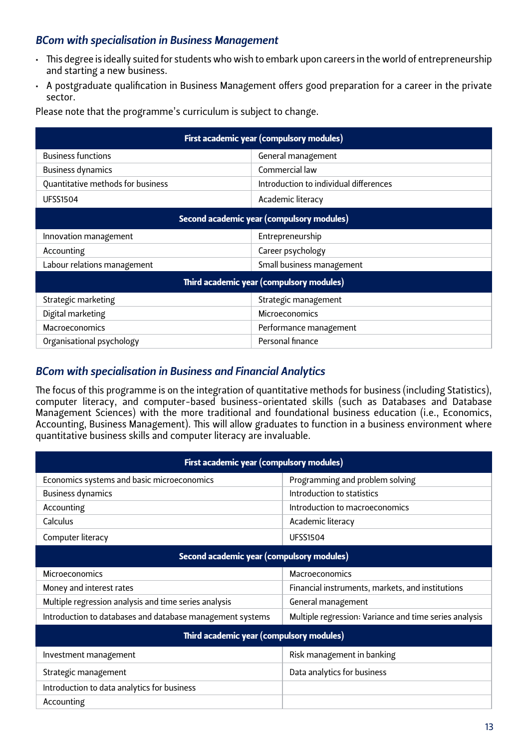### *BCom with specialisation in Business Management*

- This degree is ideally suited for students who wish to embark upon careers in the world of entrepreneurship and starting a new business.
- A postgraduate qualification in Business Management offers good preparation for a career in the private sector.

Please note that the programme's curriculum is subject to change.

| First academic year (compulsory modules) | |
|---|---|
| Business functions | General management |
| Business dynamics | Commercial law |
| Quantitative methods for business | Introduction to individual differences |
| UFSS1504 | Academic literacy |
| **Second academic year (compulsory modules)** | |
| Innovation management | Entrepreneurship |
| Accounting | Career psychology |
| Labour relations management | Small business management |
| **Third academic year (compulsory modules)** | |
| Strategic marketing | Strategic management |
| Digital marketing | Microeconomics |
| Macroeconomics | Performance management |
| Organisational psychology | Personal finance |

### *BCom with specialisation in Business and Financial Analytics*

The focus of this programme is on the integration of quantitative methods for business (including Statistics), computer literacy, and computer-based business-orientated skills (such as Databases and Database Management Sciences) with the more traditional and foundational business education (i.e., Economics, Accounting, Business Management). This will allow graduates to function in a business environment where quantitative business skills and computer literacy are invaluable.

| First academic year (compulsory modules) | |
|---|---|
| Economics systems and basic microeconomics | Programming and problem solving |
| Business dynamics | Introduction to statistics |
| Accounting | Introduction to macroeconomics |
| Calculus | Academic literacy |
| Computer literacy | UFSS1504 |
| **Second academic year (compulsory modules)** | |
| Microeconomics | Macroeconomics |
| Money and interest rates | Financial instruments, markets, and institutions |
| Multiple regression analysis and time series analysis | General management |
| Introduction to databases and database management systems | Multiple regression: Variance and time series analysis |
| **Third academic year (compulsory modules)** | |
| Investment management | Risk management in banking |
| Strategic management | Data analytics for business |
| Introduction to data analytics for business | |
| Accounting | |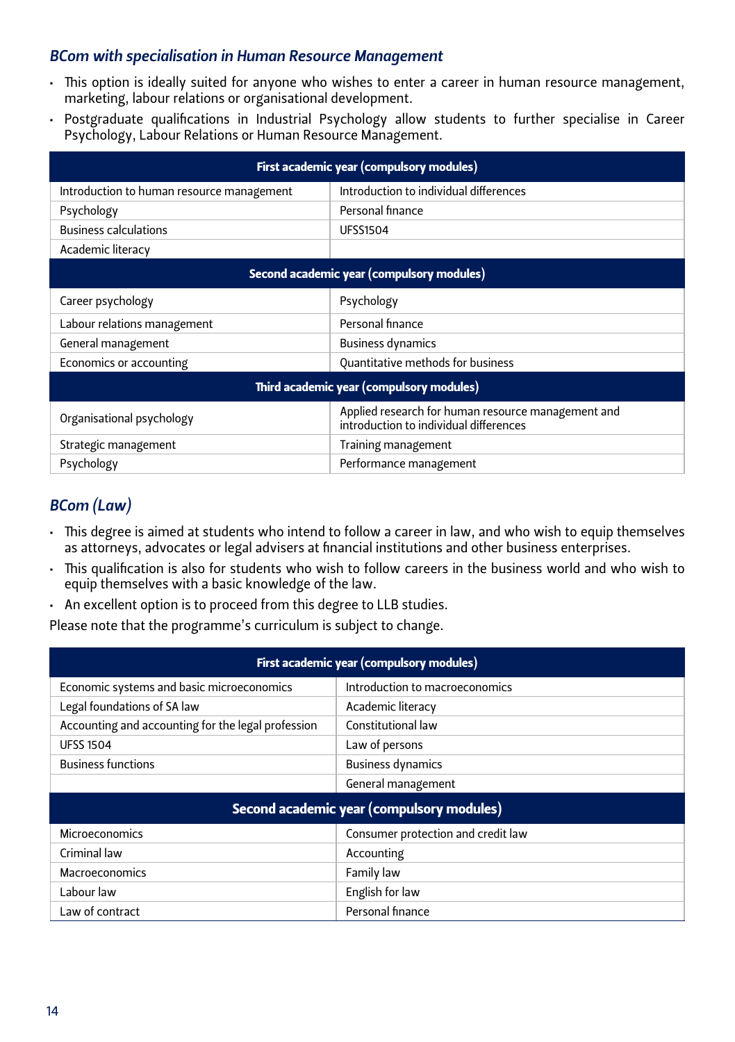### *BCom with specialisation in Human Resource Management*

- This option is ideally suited for anyone who wishes to enter a career in human resource management, marketing, labour relations or organisational development.
- Postgraduate qualifications in Industrial Psychology allow students to further specialise in Career Psychology, Labour Relations or Human Resource Management.

| First academic year (compulsory modules) | |
|---|---|
| Introduction to human resource management | Introduction to individual differences |
| Psychology | Personal finance |
| Business calculations | UFSS1504 |
| Academic literacy | |
| **Second academic year (compulsory modules)** | |
| Career psychology | Psychology |
| Labour relations management | Personal finance |
| General management | Business dynamics |
| Economics or accounting | Quantitative methods for business |
| **Third academic year (compulsory modules)** | |
| Organisational psychology | Applied research for human resource management and introduction to individual differences |
| Strategic management | Training management |
| Psychology | Performance management |

### *BCom (Law)*

- This degree is aimed at students who intend to follow a career in law, and who wish to equip themselves as attorneys, advocates or legal advisers at financial institutions and other business enterprises.
- This qualification is also for students who wish to follow careers in the business world and who wish to equip themselves with a basic knowledge of the law.
- An excellent option is to proceed from this degree to LLB studies.

Please note that the programme's curriculum is subject to change.

| First academic year (compulsory modules) | |
|---|---|
| Economic systems and basic microeconomics | Introduction to macroeconomics |
| Legal foundations of SA law | Academic literacy |
| Accounting and accounting for the legal profession | Constitutional law |
| UFSS 1504 | Law of persons |
| Business functions | Business dynamics |
| | General management |
| **Second academic year (compulsory modules)** | |
| Microeconomics | Consumer protection and credit law |
| Criminal law | Accounting |
| Macroeconomics | Family law |
| Labour law | English for law |
| Law of contract | Personal finance |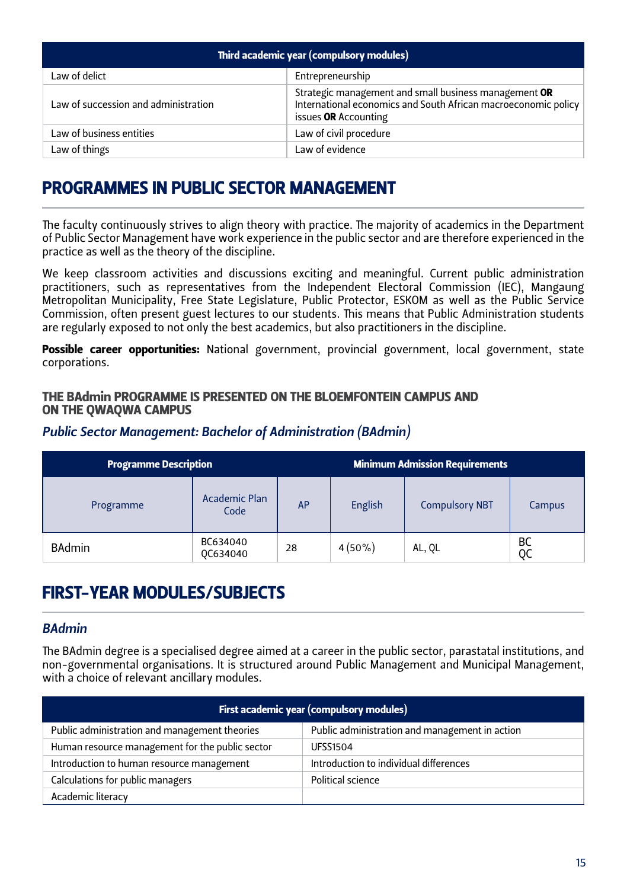| Third academic year (compulsory modules) | |
|---|---|
| Law of delict | Entrepreneurship |
| Law of succession and administration | Strategic management and small business management **OR** International economics and South African macroeconomic policy issues **OR** Accounting |
| Law of business entities | Law of civil procedure |
| Law of things | Law of evidence |

## PROGRAMMES IN PUBLIC SECTOR MANAGEMENT

The faculty continuously strives to align theory with practice. The majority of academics in the Department of Public Sector Management have work experience in the public sector and are therefore experienced in the practice as well as the theory of the discipline.

We keep classroom activities and discussions exciting and meaningful. Current public administration practitioners, such as representatives from the Independent Electoral Commission (IEC), Mangaung Metropolitan Municipality, Free State Legislature, Public Protector, ESKOM as well as the Public Service Commission, often present guest lectures to our students. This means that Public Administration students are regularly exposed to not only the best academics, but also practitioners in the discipline.

**Possible career opportunities:** National government, provincial government, local government, state corporations.

#### THE BAdmin PROGRAMME IS PRESENTED ON THE BLOEMFONTEIN CAMPUS AND ON THE QWAQWA CAMPUS

### *Public Sector Management: Bachelor of Administration (BAdmin)*

| Programme Description | | Minimum Admission Requirements | | | |
|---|---|---|---|---|---|
| Programme | Academic Plan Code | AP | English | Compulsory NBT | Campus |
| BAdmin | BC634040<br>QC634040 | 28 | 4 (50%) | AL, QL | BC<br>QC |

## FIRST-YEAR MODULES/SUBJECTS

### *BAdmin*

The BAdmin degree is a specialised degree aimed at a career in the public sector, parastatal institutions, and non-governmental organisations. It is structured around Public Management and Municipal Management, with a choice of relevant ancillary modules.

| First academic year (compulsory modules) | |
|---|---|
| Public administration and management theories | Public administration and management in action |
| Human resource management for the public sector | UFSS1504 |
| Introduction to human resource management | Introduction to individual differences |
| Calculations for public managers | Political science |
| Academic literacy | |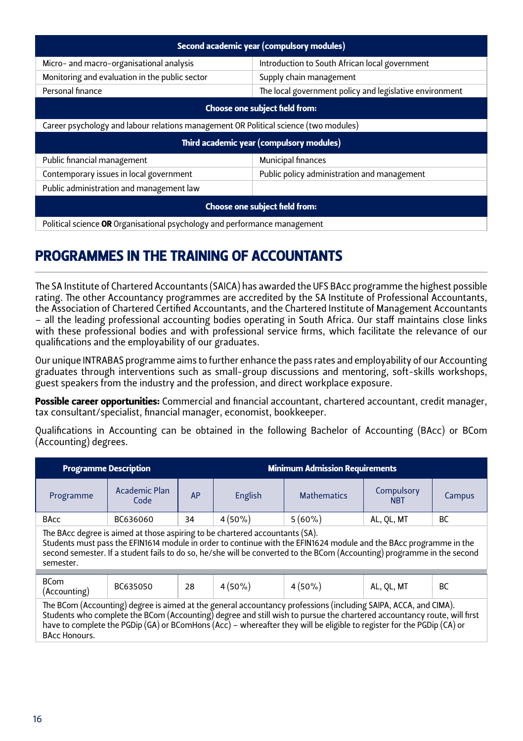| Second academic year (compulsory modules) | |
|---|---|
| Micro- and macro-organisational analysis | Introduction to South African local government |
| Monitoring and evaluation in the public sector | Supply chain management |
| Personal finance | The local government policy and legislative environment |
| **Choose one subject field from:** | |
| Career psychology and labour relations management OR Political science (two modules) | |
| **Third academic year (compulsory modules)** | |
| Public financial management | Municipal finances |
| Contemporary issues in local government | Public policy administration and management |
| Public administration and management law | |
| **Choose one subject field from:** | |
| Political science **OR** Organisational psychology and performance management | |

## PROGRAMMES IN THE TRAINING OF ACCOUNTANTS

The SA Institute of Chartered Accountants (SAICA) has awarded the UFS BAcc programme the highest possible rating. The other Accountancy programmes are accredited by the SA Institute of Professional Accountants, the Association of Chartered Certified Accountants, and the Chartered Institute of Management Accountants – all the leading professional accounting bodies operating in South Africa. Our staff maintains close links with these professional bodies and with professional service firms, which facilitate the relevance of our qualifications and the employability of our graduates.

Our unique INTRABAS programme aims to further enhance the pass rates and employability of our Accounting graduates through interventions such as small-group discussions and mentoring, soft-skills workshops, guest speakers from the industry and the profession, and direct workplace exposure.

**Possible career opportunities:** Commercial and financial accountant, chartered accountant, credit manager, tax consultant/specialist, financial manager, economist, bookkeeper.

Qualifications in Accounting can be obtained in the following Bachelor of Accounting (BAcc) or BCom (Accounting) degrees.

| Programme Description | | Minimum Admission Requirements | | | | |
|---|---|---|---|---|---|---|
| Programme | Academic Plan Code | AP | English | Mathematics | Compulsory NBT | Campus |
| BAcc | BC636060 | 34 | 4 (50%) | 5 (60%) | AL, QL, MT | BC |
| The BAcc degree is aimed at those aspiring to be chartered accountants (SA). Students must pass the EFIN1614 module in order to continue with the EFIN1624 module and the BAcc programme in the second semester. If a student fails to do so, he/she will be converted to the BCom (Accounting) programme in the second semester. | | | | | | |
| BCom (Accounting) | BC635050 | 28 | 4 (50%) | 4 (50%) | AL, QL, MT | BC |
| The BCom (Accounting) degree is aimed at the general accountancy professions (including SAIPA, ACCA, and CIMA). Students who complete the BCom (Accounting) degree and still wish to pursue the chartered accountancy route, will first have to complete the PGDip (GA) or BComHons (Acc) – whereafter they will be eligible to register for the PGDip (CA) or BAcc Honours. | | | | | | |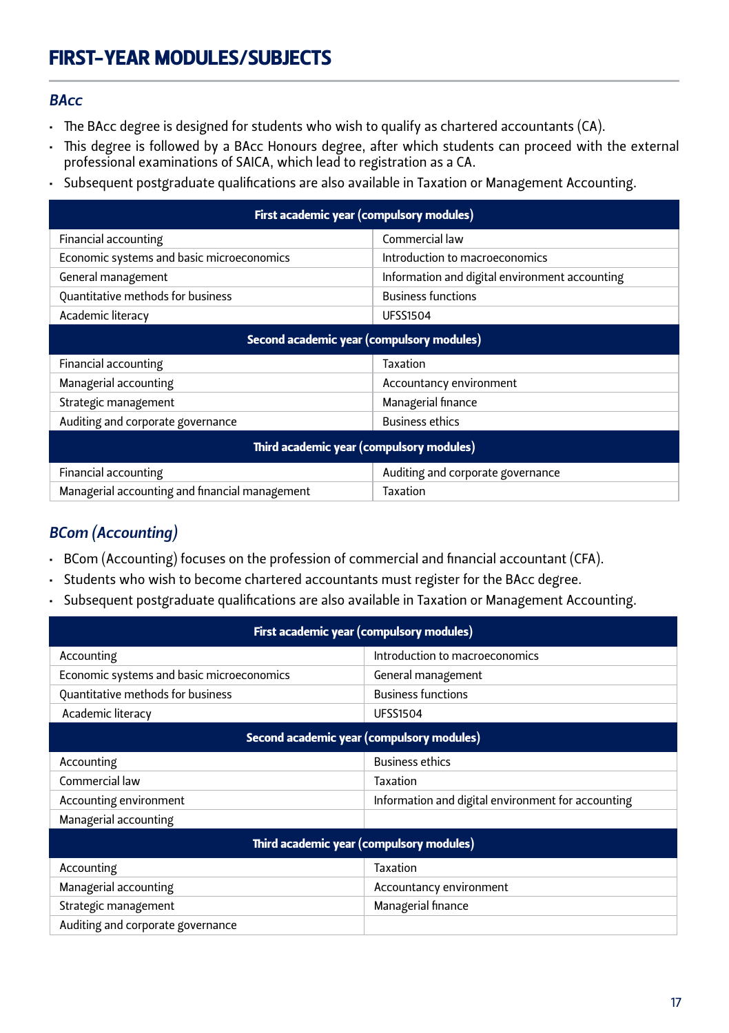# FIRST-YEAR MODULES/SUBJECTS

## *BAcc*

- The BAcc degree is designed for students who wish to qualify as chartered accountants (CA).
- This degree is followed by a BAcc Honours degree, after which students can proceed with the external professional examinations of SAICA, which lead to registration as a CA.
- Subsequent postgraduate qualifications are also available in Taxation or Management Accounting.

| **First academic year (compulsory modules)** | |
|---|---|
| Financial accounting | Commercial law |
| Economic systems and basic microeconomics | Introduction to macroeconomics |
| General management | Information and digital environment accounting |
| Quantitative methods for business | Business functions |
| Academic literacy | UFSS1504 |
| **Second academic year (compulsory modules)** | |
| Financial accounting | Taxation |
| Managerial accounting | Accountancy environment |
| Strategic management | Managerial finance |
| Auditing and corporate governance | Business ethics |
| **Third academic year (compulsory modules)** | |
| Financial accounting | Auditing and corporate governance |
| Managerial accounting and financial management | Taxation |

## *BCom (Accounting)*

- BCom (Accounting) focuses on the profession of commercial and financial accountant (CFA).
- Students who wish to become chartered accountants must register for the BAcc degree.
- Subsequent postgraduate qualifications are also available in Taxation or Management Accounting.

| **First academic year (compulsory modules)** | |
|---|---|
| Accounting | Introduction to macroeconomics |
| Economic systems and basic microeconomics | General management |
| Quantitative methods for business | Business functions |
| Academic literacy | UFSS1504 |
| **Second academic year (compulsory modules)** | |
| Accounting | Business ethics |
| Commercial law | Taxation |
| Accounting environment | Information and digital environment for accounting |
| Managerial accounting | |
| **Third academic year (compulsory modules)** | |
| Accounting | Taxation |
| Managerial accounting | Accountancy environment |
| Strategic management | Managerial finance |
| Auditing and corporate governance | |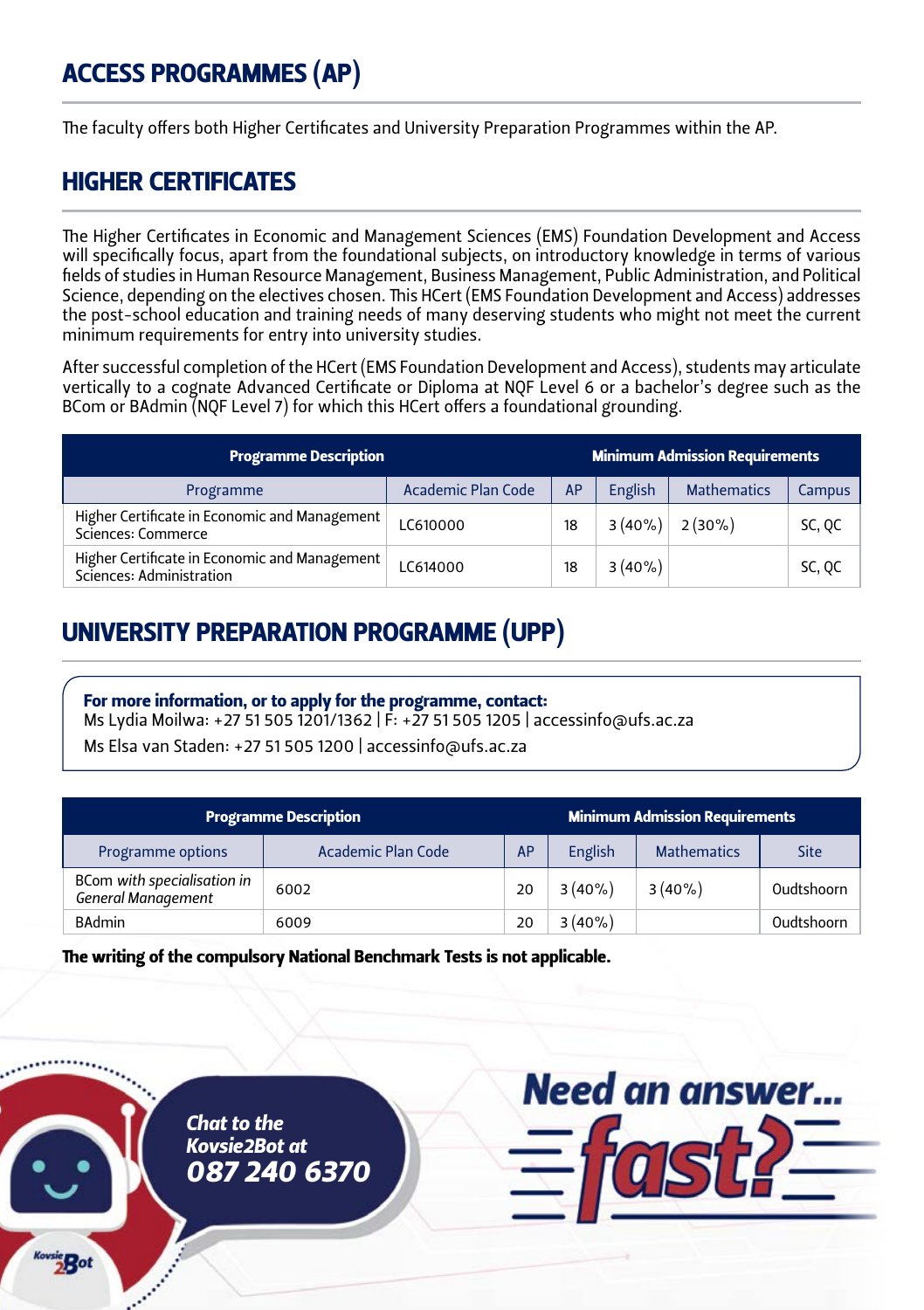# ACCESS PROGRAMMES (AP)

The faculty offers both Higher Certificates and University Preparation Programmes within the AP.

## HIGHER CERTIFICATES

The Higher Certificates in Economic and Management Sciences (EMS) Foundation Development and Access will specifically focus, apart from the foundational subjects, on introductory knowledge in terms of various fields of studies in Human Resource Management, Business Management, Public Administration, and Political Science, depending on the electives chosen. This HCert (EMS Foundation Development and Access) addresses the post-school education and training needs of many deserving students who might not meet the current minimum requirements for entry into university studies.

After successful completion of the HCert (EMS Foundation Development and Access), students may articulate vertically to a cognate Advanced Certificate or Diploma at NQF Level 6 or a bachelor's degree such as the BCom or BAdmin (NQF Level 7) for which this HCert offers a foundational grounding.

| Programme Description | | Minimum Admission Requirements | | | |
|---|---|---|---|---|---|
| Programme | Academic Plan Code | AP | English | Mathematics | Campus |
| Higher Certificate in Economic and Management Sciences: Commerce | LC610000 | 18 | 3 (40%) | 2 (30%) | SC, QC |
| Higher Certificate in Economic and Management Sciences: Administration | LC614000 | 18 | 3 (40%) | | SC, QC |

## UNIVERSITY PREPARATION PROGRAMME (UPP)

**For more information, or to apply for the programme, contact:**
Ms Lydia Moilwa: +27 51 505 1201/1362 | F: +27 51 505 1205 | accessinfo@ufs.ac.za
Ms Elsa van Staden: +27 51 505 1200 | accessinfo@ufs.ac.za

| Programme Description | | Minimum Admission Requirements | | | |
|---|---|---|---|---|---|
| Programme options | Academic Plan Code | AP | English | Mathematics | Site |
| BCom *with specialisation in General Management* | 6002 | 20 | 3 (40%) | 3 (40%) | Oudtshoorn |
| BAdmin | 6009 | 20 | 3 (40%) | | Oudtshoorn |

**The writing of the compulsory National Benchmark Tests is not applicable.**

*Chat to the Kovsie2Bot at* ***087 240 6370***

**Need an answer... fast?**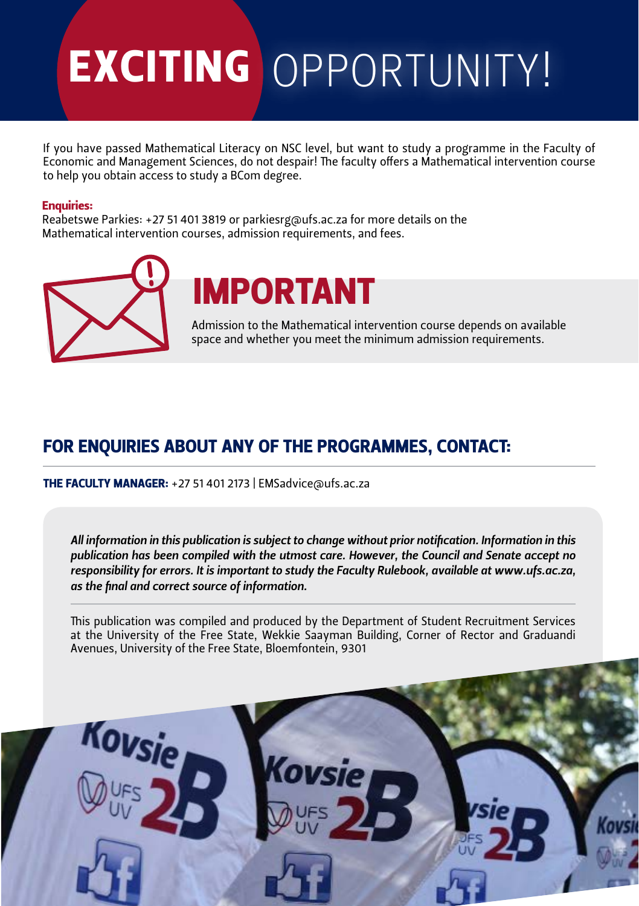# EXCITING OPPORTUNITY!

If you have passed Mathematical Literacy on NSC level, but want to study a programme in the Faculty of Economic and Management Sciences, do not despair! The faculty offers a Mathematical intervention course to help you obtain access to study a BCom degree.

**Enquiries:**
Reabetswe Parkies: +27 51 401 3819 or parkiesrg@ufs.ac.za for more details on the Mathematical intervention courses, admission requirements, and fees.

## IMPORTANT

Admission to the Mathematical intervention course depends on available space and whether you meet the minimum admission requirements.

## FOR ENQUIRIES ABOUT ANY OF THE PROGRAMMES, CONTACT:

**THE FACULTY MANAGER:** +27 51 401 2173 | EMSadvice@ufs.ac.za

***All information in this publication is subject to change without prior notification. Information in this publication has been compiled with the utmost care. However, the Council and Senate accept no responsibility for errors. It is important to study the Faculty Rulebook, available at www.ufs.ac.za, as the final and correct source of information.***

This publication was compiled and produced by the Department of Student Recruitment Services at the University of the Free State, Wekkie Saayman Building, Corner of Rector and Graduandi Avenues, University of the Free State, Bloemfontein, 9301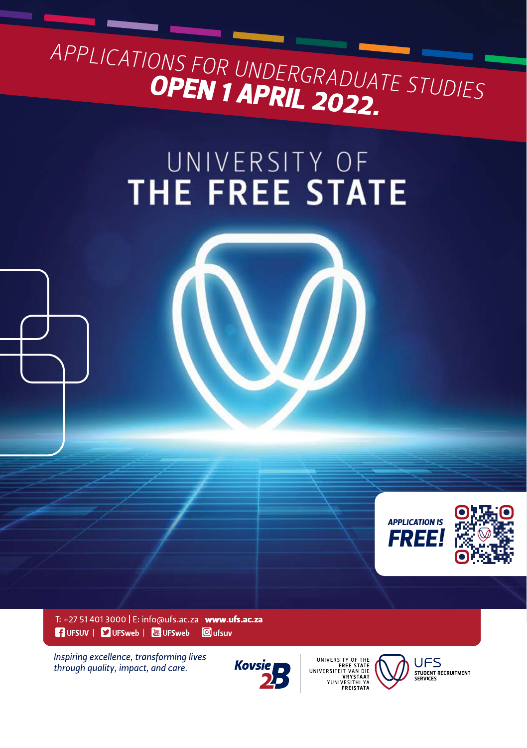APPLICATIONS FOR UNDERGRADUATE STUDIES **OPEN 1 APRIL 2022.**

# UNIVERSITY OF THE FREE STATE

**APPLICATION IS FREE!**

T: +27 51 401 3000 | E: info@ufs.ac.za | **www.ufs.ac.za**

UFSUV | UFSweb | UFSweb | ufsuv

*Inspiring excellence, transforming lives through quality, impact, and care.*

Kovsie 2B

UNIVERSITY OF THE FREE STATE
UNIVERSITEIT VAN DIE VRYSTAAT
YUNIVESITHI YA FREISTATA

UFS STUDENT RECRUITMENT SERVICES